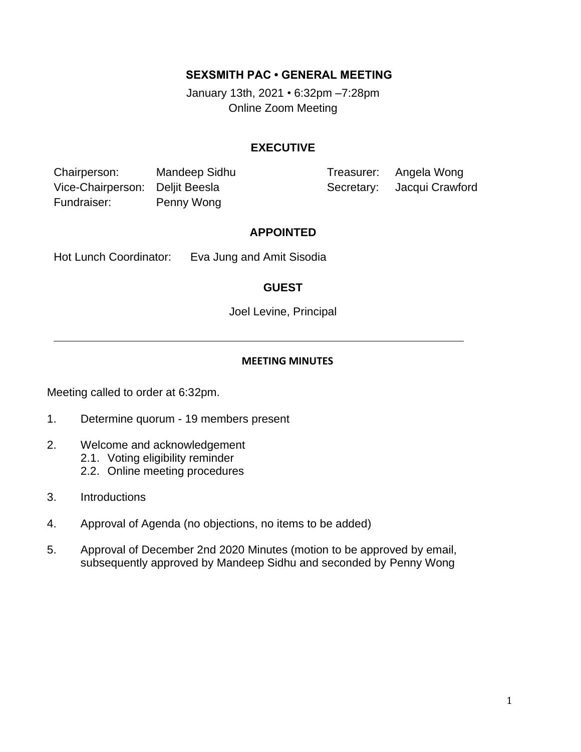# SEXSMITH PAC • GENERAL MEETING

January 13th, 2021 • 6:32pm –7:28pm
Online Zoom Meeting

## EXECUTIVE

| | | | |
|---|---|---|---|
| Chairperson: | Mandeep Sidhu | Treasurer: | Angela Wong |
| Vice-Chairperson: | Deljit Beesla | Secretary: | Jacqui Crawford |
| Fundraiser: | Penny Wong | | |

## APPOINTED

Hot Lunch Coordinator: Eva Jung and Amit Sisodia

## GUEST

Joel Levine, Principal

---

### MEETING MINUTES

Meeting called to order at 6:32pm.

1. Determine quorum - 19 members present

2. Welcome and acknowledgement
   2.1. Voting eligibility reminder
   2.2. Online meeting procedures

3. Introductions

4. Approval of Agenda (no objections, no items to be added)

5. Approval of December 2nd 2020 Minutes (motion to be approved by email, subsequently approved by Mandeep Sidhu and seconded by Penny Wong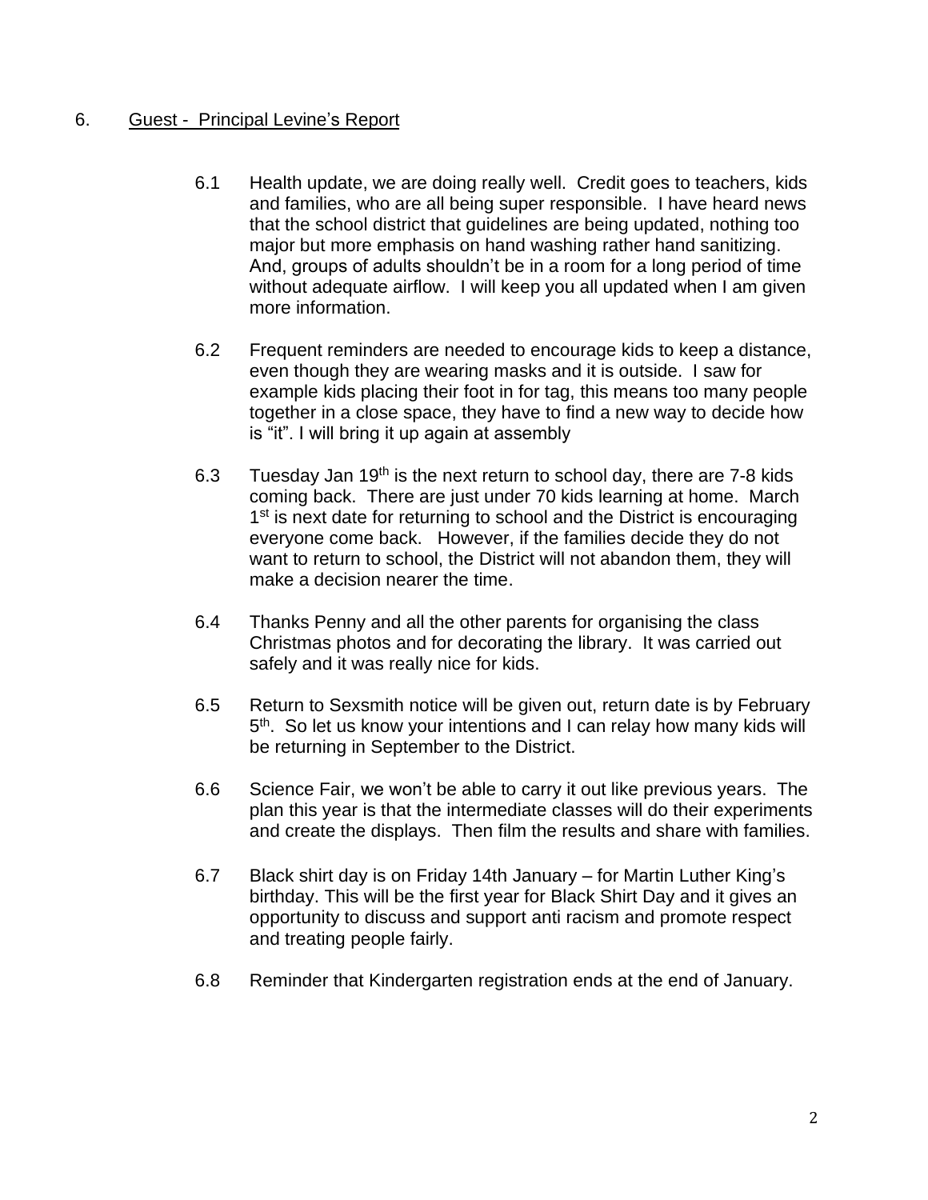## 6. Guest - Principal Levine's Report

6.1 Health update, we are doing really well. Credit goes to teachers, kids and families, who are all being super responsible. I have heard news that the school district that guidelines are being updated, nothing too major but more emphasis on hand washing rather hand sanitizing. And, groups of adults shouldn't be in a room for a long period of time without adequate airflow. I will keep you all updated when I am given more information.

6.2 Frequent reminders are needed to encourage kids to keep a distance, even though they are wearing masks and it is outside. I saw for example kids placing their foot in for tag, this means too many people together in a close space, they have to find a new way to decide how is "it". I will bring it up again at assembly

6.3 Tuesday Jan 19th is the next return to school day, there are 7-8 kids coming back. There are just under 70 kids learning at home. March 1st is next date for returning to school and the District is encouraging everyone come back. However, if the families decide they do not want to return to school, the District will not abandon them, they will make a decision nearer the time.

6.4 Thanks Penny and all the other parents for organising the class Christmas photos and for decorating the library. It was carried out safely and it was really nice for kids.

6.5 Return to Sexsmith notice will be given out, return date is by February 5th. So let us know your intentions and I can relay how many kids will be returning in September to the District.

6.6 Science Fair, we won't be able to carry it out like previous years. The plan this year is that the intermediate classes will do their experiments and create the displays. Then film the results and share with families.

6.7 Black shirt day is on Friday 14th January – for Martin Luther King's birthday. This will be the first year for Black Shirt Day and it gives an opportunity to discuss and support anti racism and promote respect and treating people fairly.

6.8 Reminder that Kindergarten registration ends at the end of January.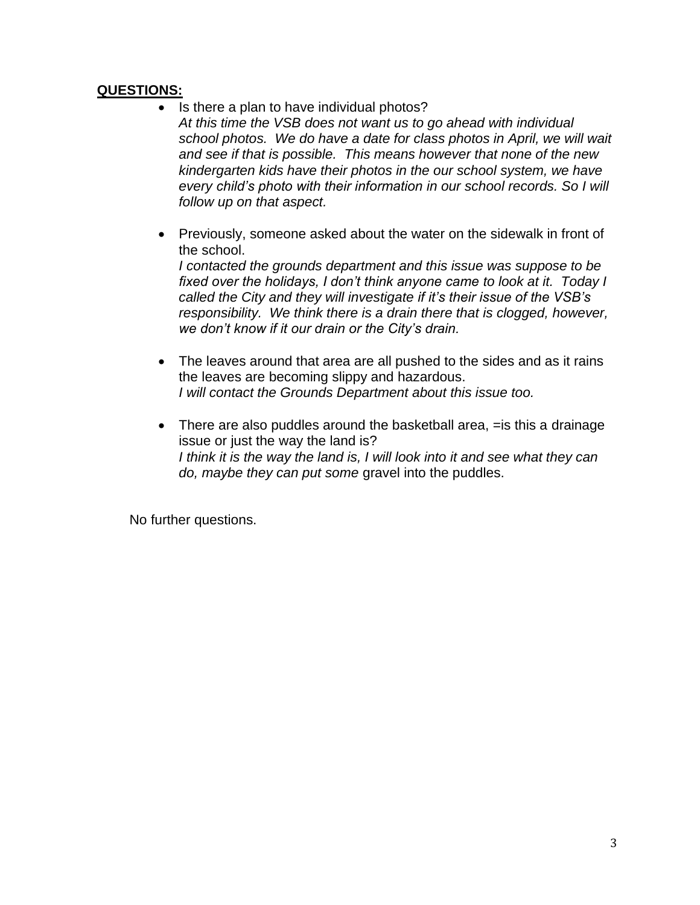**QUESTIONS:**

- Is there a plan to have individual photos?
  *At this time the VSB does not want us to go ahead with individual school photos. We do have a date for class photos in April, we will wait and see if that is possible. This means however that none of the new kindergarten kids have their photos in the our school system, we have every child's photo with their information in our school records. So I will follow up on that aspect.*

- Previously, someone asked about the water on the sidewalk in front of the school.
  *I contacted the grounds department and this issue was suppose to be fixed over the holidays, I don't think anyone came to look at it. Today I called the City and they will investigate if it's their issue of the VSB's responsibility. We think there is a drain there that is clogged, however, we don't know if it our drain or the City's drain.*

- The leaves around that area are all pushed to the sides and as it rains the leaves are becoming slippy and hazardous.
  *I will contact the Grounds Department about this issue too.*

- There are also puddles around the basketball area, =is this a drainage issue or just the way the land is?
  *I think it is the way the land is, I will look into it and see what they can do, maybe they can put some* gravel into the puddles.

No further questions.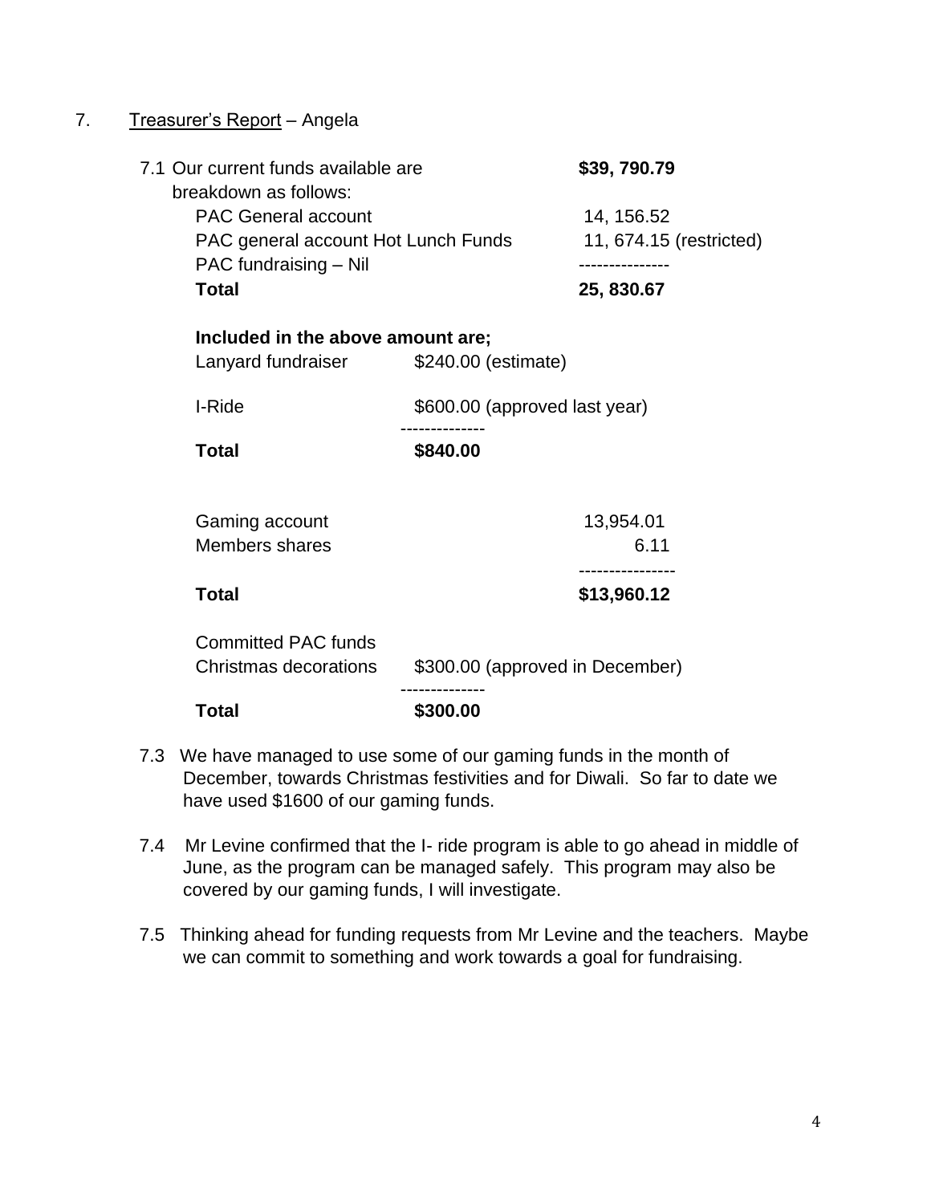7. <u>Treasurer's Report</u> – Angela

7.1 Our current funds available are **$39, 790.79**

breakdown as follows:

| | |
|---|---|
| PAC General account | 14, 156.52 |
| PAC general account Hot Lunch Funds | 11, 674.15 (restricted) |
| PAC fundraising – Nil | --------------- |
| **Total** | **25, 830.67** |

**Included in the above amount are;**

| | |
|---|---|
| Lanyard fundraiser | $240.00 (estimate) |
| I-Ride | $600.00 (approved last year) |
| | -------------- |
| **Total** | **$840.00** |

| | |
|---|---|
| Gaming account | 13,954.01 |
| Members shares | 6.11 |
| | ---------------- |
| **Total** | **$13,960.12** |

| | |
|---|---|
| Committed PAC funds | |
| Christmas decorations | $300.00 (approved in December) |
| | -------------- |
| **Total** | **$300.00** |

7.3 We have managed to use some of our gaming funds in the month of December, towards Christmas festivities and for Diwali. So far to date we have used $1600 of our gaming funds.

7.4 Mr Levine confirmed that the I- ride program is able to go ahead in middle of June, as the program can be managed safely. This program may also be covered by our gaming funds, I will investigate.

7.5 Thinking ahead for funding requests from Mr Levine and the teachers. Maybe we can commit to something and work towards a goal for fundraising.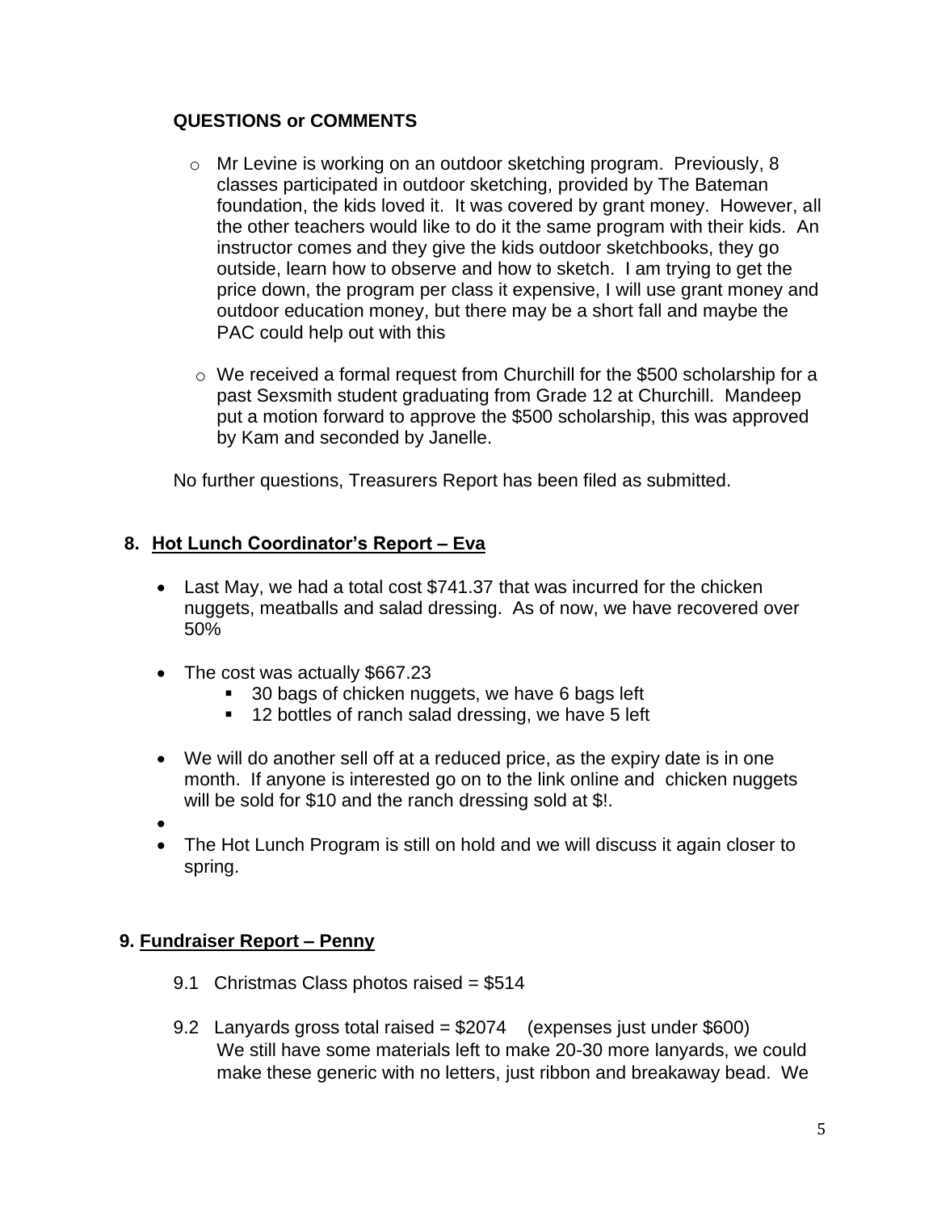**QUESTIONS or COMMENTS**

- Mr Levine is working on an outdoor sketching program. Previously, 8 classes participated in outdoor sketching, provided by The Bateman foundation, the kids loved it. It was covered by grant money. However, all the other teachers would like to do it the same program with their kids. An instructor comes and they give the kids outdoor sketchbooks, they go outside, learn how to observe and how to sketch. I am trying to get the price down, the program per class it expensive, I will use grant money and outdoor education money, but there may be a short fall and maybe the PAC could help out with this

- We received a formal request from Churchill for the $500 scholarship for a past Sexsmith student graduating from Grade 12 at Churchill. Mandeep put a motion forward to approve the $500 scholarship, this was approved by Kam and seconded by Janelle.

No further questions, Treasurers Report has been filed as submitted.

## 8. Hot Lunch Coordinator's Report – Eva

- Last May, we had a total cost $741.37 that was incurred for the chicken nuggets, meatballs and salad dressing. As of now, we have recovered over 50%

- The cost was actually $667.23
  - 30 bags of chicken nuggets, we have 6 bags left
  - 12 bottles of ranch salad dressing, we have 5 left

- We will do another sell off at a reduced price, as the expiry date is in one month. If anyone is interested go on to the link online and chicken nuggets will be sold for $10 and the ranch dressing sold at $!.
- 
- The Hot Lunch Program is still on hold and we will discuss it again closer to spring.

## 9. Fundraiser Report – Penny

9.1 Christmas Class photos raised = $514

9.2 Lanyards gross total raised = $2074 (expenses just under $600)
We still have some materials left to make 20-30 more lanyards, we could make these generic with no letters, just ribbon and breakaway bead. We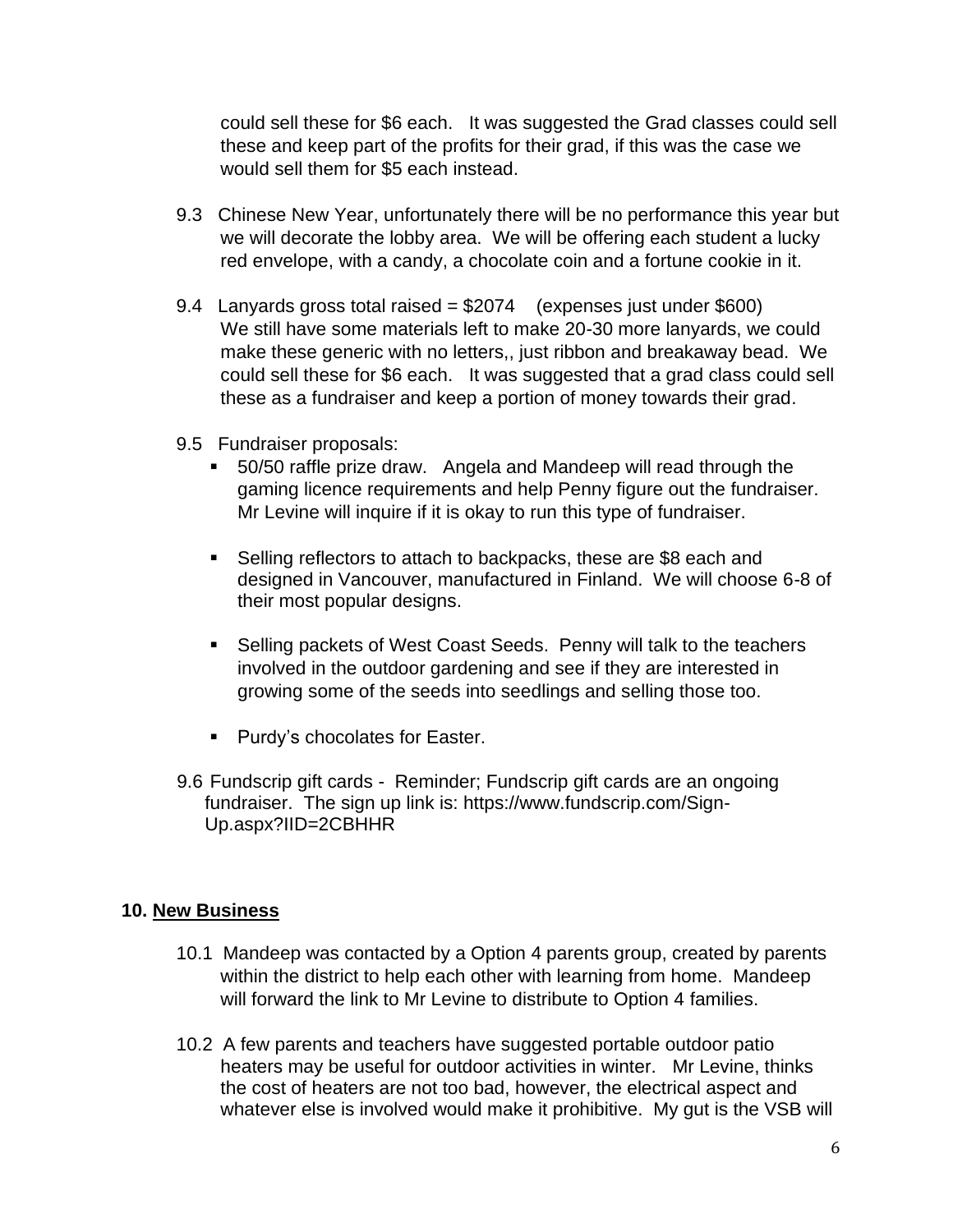could sell these for $6 each. It was suggested the Grad classes could sell these and keep part of the profits for their grad, if this was the case we would sell them for $5 each instead.

9.3 Chinese New Year, unfortunately there will be no performance this year but we will decorate the lobby area. We will be offering each student a lucky red envelope, with a candy, a chocolate coin and a fortune cookie in it.

9.4 Lanyards gross total raised = $2074 (expenses just under $600) We still have some materials left to make 20-30 more lanyards, we could make these generic with no letters,, just ribbon and breakaway bead. We could sell these for $6 each. It was suggested that a grad class could sell these as a fundraiser and keep a portion of money towards their grad.

9.5 Fundraiser proposals:

- 50/50 raffle prize draw. Angela and Mandeep will read through the gaming licence requirements and help Penny figure out the fundraiser. Mr Levine will inquire if it is okay to run this type of fundraiser.

- Selling reflectors to attach to backpacks, these are $8 each and designed in Vancouver, manufactured in Finland. We will choose 6-8 of their most popular designs.

- Selling packets of West Coast Seeds. Penny will talk to the teachers involved in the outdoor gardening and see if they are interested in growing some of the seeds into seedlings and selling those too.

- Purdy's chocolates for Easter.

9.6 Fundscrip gift cards - Reminder; Fundscrip gift cards are an ongoing fundraiser. The sign up link is: https://www.fundscrip.com/Sign-Up.aspx?IID=2CBHHR

## 10. New Business

10.1 Mandeep was contacted by a Option 4 parents group, created by parents within the district to help each other with learning from home. Mandeep will forward the link to Mr Levine to distribute to Option 4 families.

10.2 A few parents and teachers have suggested portable outdoor patio heaters may be useful for outdoor activities in winter. Mr Levine, thinks the cost of heaters are not too bad, however, the electrical aspect and whatever else is involved would make it prohibitive. My gut is the VSB will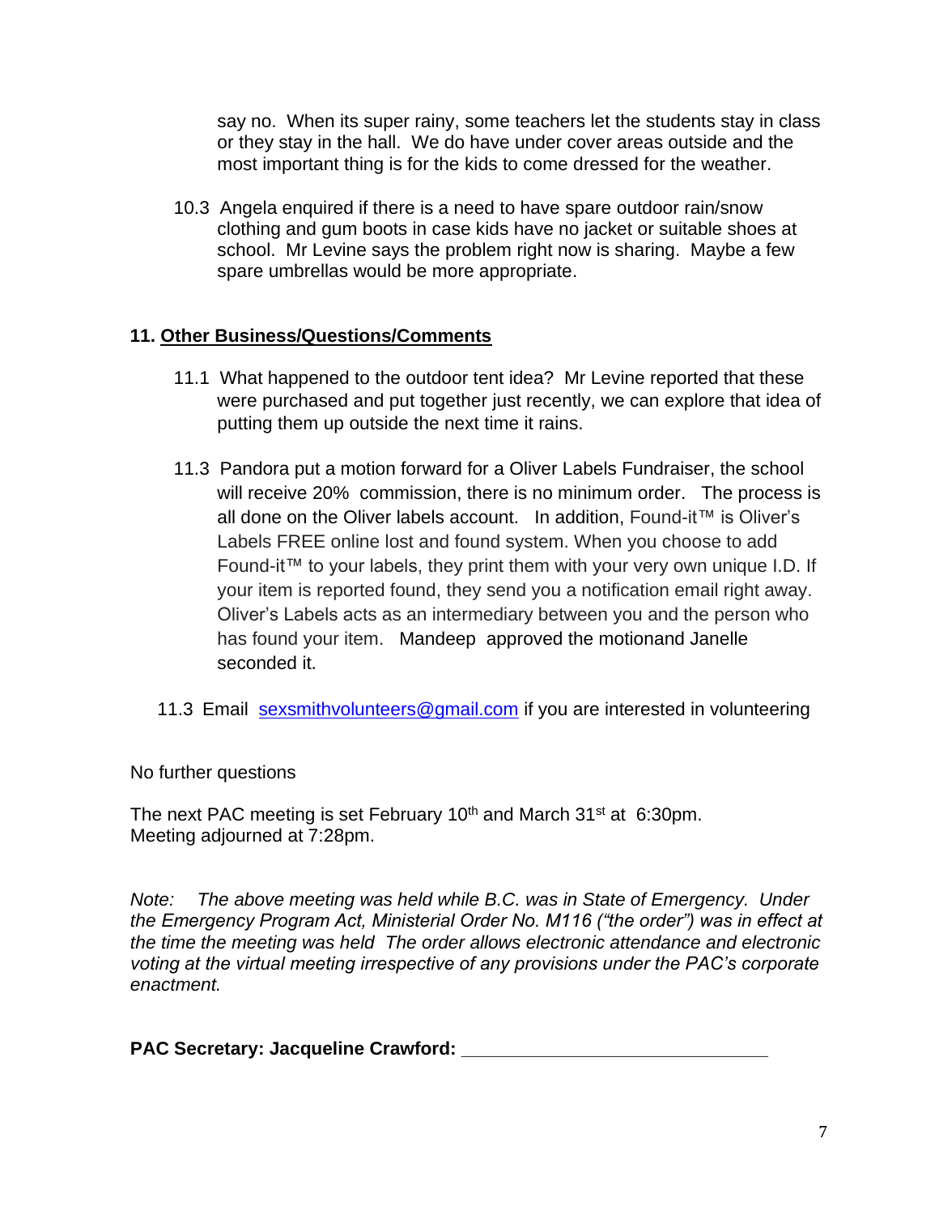say no. When its super rainy, some teachers let the students stay in class or they stay in the hall. We do have under cover areas outside and the most important thing is for the kids to come dressed for the weather.

10.3 Angela enquired if there is a need to have spare outdoor rain/snow clothing and gum boots in case kids have no jacket or suitable shoes at school. Mr Levine says the problem right now is sharing. Maybe a few spare umbrellas would be more appropriate.

## 11. Other Business/Questions/Comments

11.1 What happened to the outdoor tent idea? Mr Levine reported that these were purchased and put together just recently, we can explore that idea of putting them up outside the next time it rains.

11.3 Pandora put a motion forward for a Oliver Labels Fundraiser, the school will receive 20% commission, there is no minimum order. The process is all done on the Oliver labels account. In addition, Found-it™ is Oliver's Labels FREE online lost and found system. When you choose to add Found-it™ to your labels, they print them with your very own unique I.D. If your item is reported found, they send you a notification email right away. Oliver's Labels acts as an intermediary between you and the person who has found your item. Mandeep approved the motionand Janelle seconded it.

11.3 Email sexsmithvolunteers@gmail.com if you are interested in volunteering

No further questions

The next PAC meeting is set February 10th and March 31st at 6:30pm.
Meeting adjourned at 7:28pm.

*Note: The above meeting was held while B.C. was in State of Emergency. Under the Emergency Program Act, Ministerial Order No. M116 ("the order") was in effect at the time the meeting was held The order allows electronic attendance and electronic voting at the virtual meeting irrespective of any provisions under the PAC's corporate enactment.*

**PAC Secretary: Jacqueline Crawford: ______________________________**